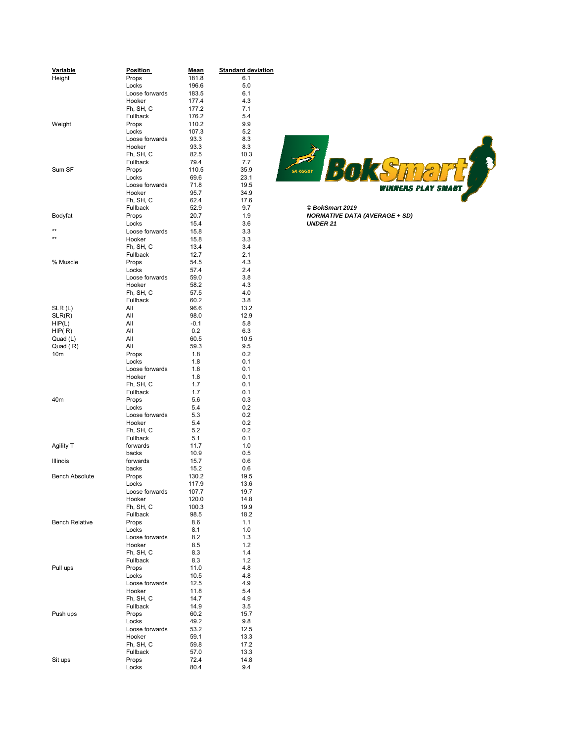© BokSmart 2019
***NORMATIVE DATA (AVERAGE + SD)***
***UNDER 21***

| Variable | Position | Mean | Standard deviation |
|---|---|---|---|
| Height | Props | 181.8 | 6.1 |
| | Locks | 196.6 | 5.0 |
| | Loose forwards | 183.5 | 6.1 |
| | Hooker | 177.4 | 4.3 |
| | Fh, SH, C | 177.2 | 7.1 |
| | Fullback | 176.2 | 5.4 |
| Weight | Props | 110.2 | 9.9 |
| | Locks | 107.3 | 5.2 |
| | Loose forwards | 93.3 | 8.3 |
| | Hooker | 93.3 | 8.3 |
| | Fh, SH, C | 82.5 | 10.3 |
| | Fullback | 79.4 | 7.7 |
| Sum SF | Props | 110.5 | 35.9 |
| | Locks | 69.6 | 23.1 |
| | Loose forwards | 71.8 | 19.5 |
| | Hooker | 95.7 | 34.9 |
| | Fh, SH, C | 62.4 | 17.6 |
| | Fullback | 52.9 | 9.7 |
| Bodyfat | Props | 20.7 | 1.9 |
| | Locks | 15.4 | 3.6 |
| ** | Loose forwards | 15.8 | 3.3 |
| ** | Hooker | 15.8 | 3.3 |
| | Fh, SH, C | 13.4 | 3.4 |
| | Fullback | 12.7 | 2.1 |
| % Muscle | Props | 54.5 | 4.3 |
| | Locks | 57.4 | 2.4 |
| | Loose forwards | 59.0 | 3.8 |
| | Hooker | 58.2 | 4.3 |
| | Fh, SH, C | 57.5 | 4.0 |
| | Fullback | 60.2 | 3.8 |
| SLR (L) | All | 96.6 | 13.2 |
| SLR(R) | All | 98.0 | 12.9 |
| HIP(L) | All | -0.1 | 5.8 |
| HIP( R) | All | 0.2 | 6.3 |
| Quad (L) | All | 60.5 | 10.5 |
| Quad ( R) | All | 59.3 | 9.5 |
| 10m | Props | 1.8 | 0.2 |
| | Locks | 1.8 | 0.1 |
| | Loose forwards | 1.8 | 0.1 |
| | Hooker | 1.8 | 0.1 |
| | Fh, SH, C | 1.7 | 0.1 |
| | Fullback | 1.7 | 0.1 |
| 40m | Props | 5.6 | 0.3 |
| | Locks | 5.4 | 0.2 |
| | Loose forwards | 5.3 | 0.2 |
| | Hooker | 5.4 | 0.2 |
| | Fh, SH, C | 5.2 | 0.2 |
| | Fullback | 5.1 | 0.1 |
| Agility T | forwards | 11.7 | 1.0 |
| | backs | 10.9 | 0.5 |
| Illinois | forwards | 15.7 | 0.6 |
| | backs | 15.2 | 0.6 |
| Bench Absolute | Props | 130.2 | 19.5 |
| | Locks | 117.9 | 13.6 |
| | Loose forwards | 107.7 | 19.7 |
| | Hooker | 120.0 | 14.8 |
| | Fh, SH, C | 100.3 | 19.9 |
| | Fullback | 98.5 | 18.2 |
| Bench Relative | Props | 8.6 | 1.1 |
| | Locks | 8.1 | 1.0 |
| | Loose forwards | 8.2 | 1.3 |
| | Hooker | 8.5 | 1.2 |
| | Fh, SH, C | 8.3 | 1.4 |
| | Fullback | 8.3 | 1.2 |
| Pull ups | Props | 11.0 | 4.8 |
| | Locks | 10.5 | 4.8 |
| | Loose forwards | 12.5 | 4.9 |
| | Hooker | 11.8 | 5.4 |
| | Fh, SH, C | 14.7 | 4.9 |
| | Fullback | 14.9 | 3.5 |
| Push ups | Props | 60.2 | 15.7 |
| | Locks | 49.2 | 9.8 |
| | Loose forwards | 53.2 | 12.5 |
| | Hooker | 59.1 | 13.3 |
| | Fh, SH, C | 59.8 | 17.2 |
| | Fullback | 57.0 | 13.3 |
| Sit ups | Props | 72.4 | 14.8 |
| | Locks | 80.4 | 9.4 |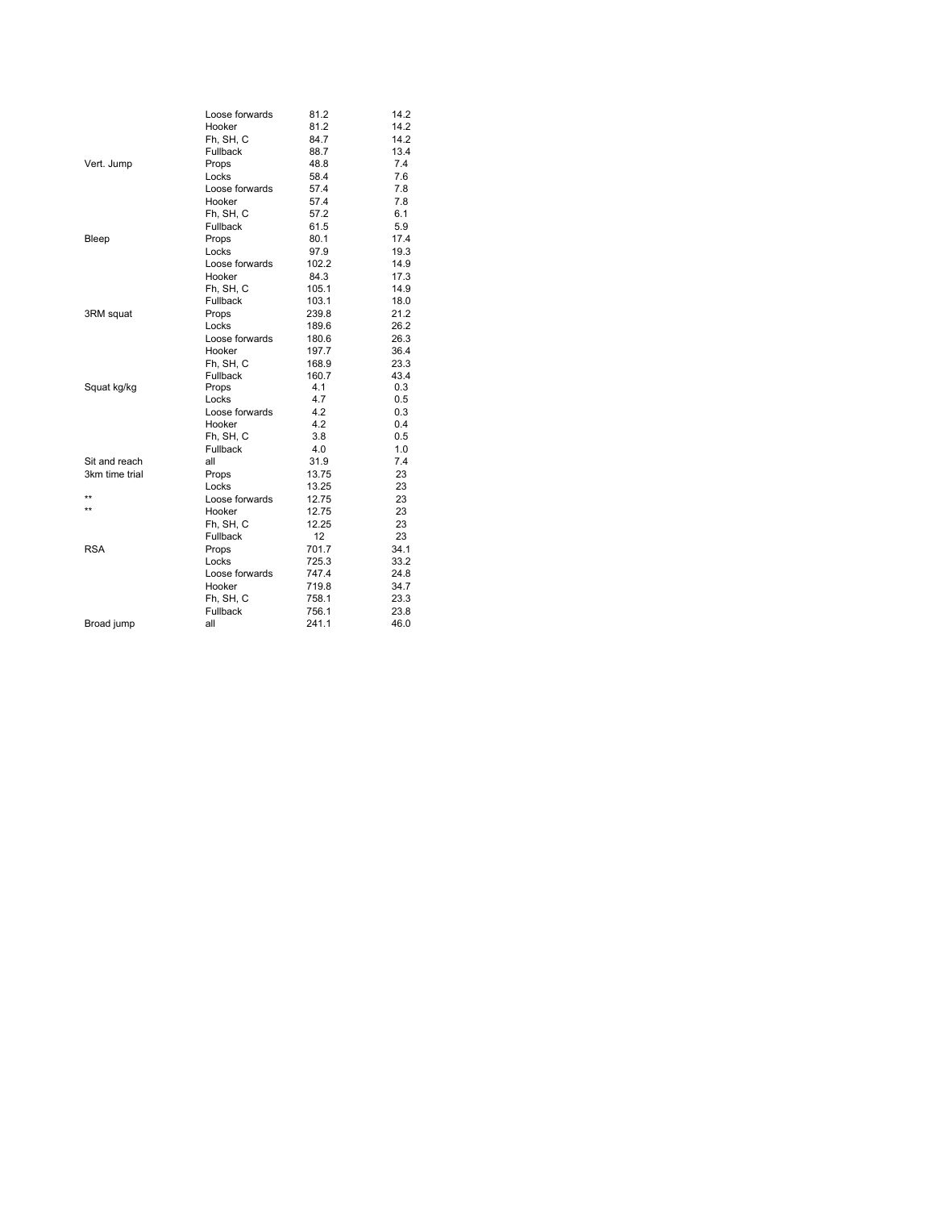| | | | |
|---|---|---|---|
| | Loose forwards | 81.2 | 14.2 |
| | Hooker | 81.2 | 14.2 |
| | Fh, SH, C | 84.7 | 14.2 |
| | Fullback | 88.7 | 13.4 |
| Vert. Jump | Props | 48.8 | 7.4 |
| | Locks | 58.4 | 7.6 |
| | Loose forwards | 57.4 | 7.8 |
| | Hooker | 57.4 | 7.8 |
| | Fh, SH, C | 57.2 | 6.1 |
| | Fullback | 61.5 | 5.9 |
| Bleep | Props | 80.1 | 17.4 |
| | Locks | 97.9 | 19.3 |
| | Loose forwards | 102.2 | 14.9 |
| | Hooker | 84.3 | 17.3 |
| | Fh, SH, C | 105.1 | 14.9 |
| | Fullback | 103.1 | 18.0 |
| 3RM squat | Props | 239.8 | 21.2 |
| | Locks | 189.6 | 26.2 |
| | Loose forwards | 180.6 | 26.3 |
| | Hooker | 197.7 | 36.4 |
| | Fh, SH, C | 168.9 | 23.3 |
| | Fullback | 160.7 | 43.4 |
| Squat kg/kg | Props | 4.1 | 0.3 |
| | Locks | 4.7 | 0.5 |
| | Loose forwards | 4.2 | 0.3 |
| | Hooker | 4.2 | 0.4 |
| | Fh, SH, C | 3.8 | 0.5 |
| | Fullback | 4.0 | 1.0 |
| Sit and reach | all | 31.9 | 7.4 |
| 3km time trial | Props | 13.75 | 23 |
| | Locks | 13.25 | 23 |
| ** | Loose forwards | 12.75 | 23 |
| ** | Hooker | 12.75 | 23 |
| | Fh, SH, C | 12.25 | 23 |
| | Fullback | 12 | 23 |
| RSA | Props | 701.7 | 34.1 |
| | Locks | 725.3 | 33.2 |
| | Loose forwards | 747.4 | 24.8 |
| | Hooker | 719.8 | 34.7 |
| | Fh, SH, C | 758.1 | 23.3 |
| | Fullback | 756.1 | 23.8 |
| Broad jump | all | 241.1 | 46.0 |